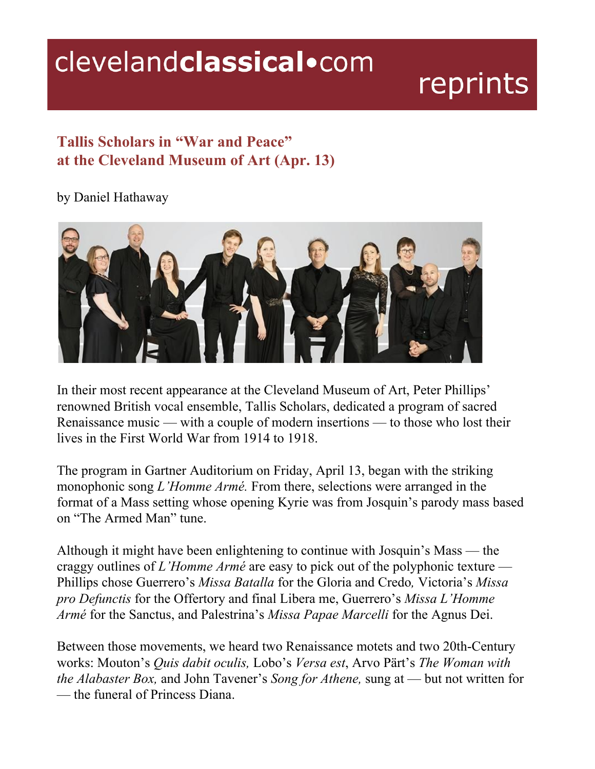clevelandclassical•com reprints

## Tallis Scholars in "War and Peace" at the Cleveland Museum of Art (Apr. 13)

by Daniel Hathaway

In their most recent appearance at the Cleveland Museum of Art, Peter Phillips' renowned British vocal ensemble, Tallis Scholars, dedicated a program of sacred Renaissance music — with a couple of modern insertions — to those who lost their lives in the First World War from 1914 to 1918.

The program in Gartner Auditorium on Friday, April 13, began with the striking monophonic song *L'Homme Armé.* From there, selections were arranged in the format of a Mass setting whose opening Kyrie was from Josquin's parody mass based on "The Armed Man" tune.

Although it might have been enlightening to continue with Josquin's Mass — the craggy outlines of *L'Homme Armé* are easy to pick out of the polyphonic texture — Phillips chose Guerrero's *Missa Batalla* for the Gloria and Credo*,* Victoria's *Missa pro Defunctis* for the Offertory and final Libera me, Guerrero's *Missa L'Homme Armé* for the Sanctus, and Palestrina's *Missa Papae Marcelli* for the Agnus Dei.

Between those movements, we heard two Renaissance motets and two 20th-Century works: Mouton's *Quis dabit oculis,* Lobo's *Versa est*, Arvo Pärt's *The Woman with the Alabaster Box,* and John Tavener's *Song for Athene,* sung at — but not written for — the funeral of Princess Diana.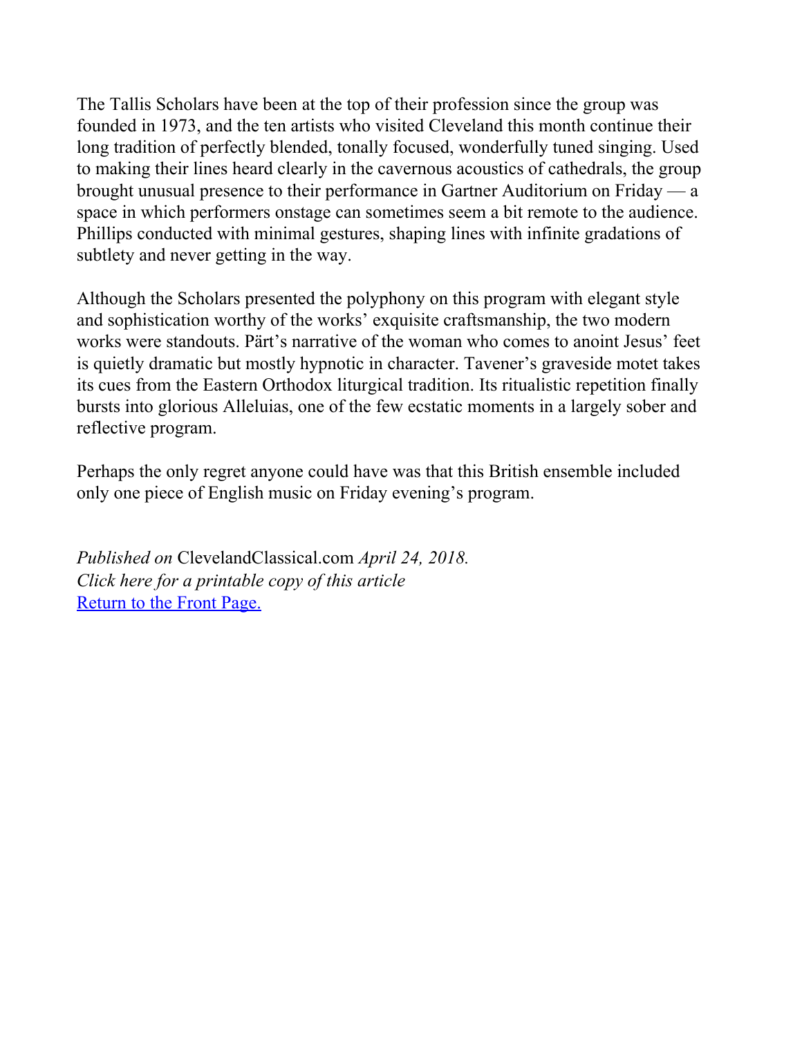The Tallis Scholars have been at the top of their profession since the group was founded in 1973, and the ten artists who visited Cleveland this month continue their long tradition of perfectly blended, tonally focused, wonderfully tuned singing. Used to making their lines heard clearly in the cavernous acoustics of cathedrals, the group brought unusual presence to their performance in Gartner Auditorium on Friday — a space in which performers onstage can sometimes seem a bit remote to the audience. Phillips conducted with minimal gestures, shaping lines with infinite gradations of subtlety and never getting in the way.

Although the Scholars presented the polyphony on this program with elegant style and sophistication worthy of the works' exquisite craftsmanship, the two modern works were standouts. Pärt's narrative of the woman who comes to anoint Jesus' feet is quietly dramatic but mostly hypnotic in character. Tavener's graveside motet takes its cues from the Eastern Orthodox liturgical tradition. Its ritualistic repetition finally bursts into glorious Alleluias, one of the few ecstatic moments in a largely sober and reflective program.

Perhaps the only regret anyone could have was that this British ensemble included only one piece of English music on Friday evening's program.

*Published on* ClevelandClassical.com *April 24, 2018.*
*Click here for a printable copy of this article*
Return to the Front Page.